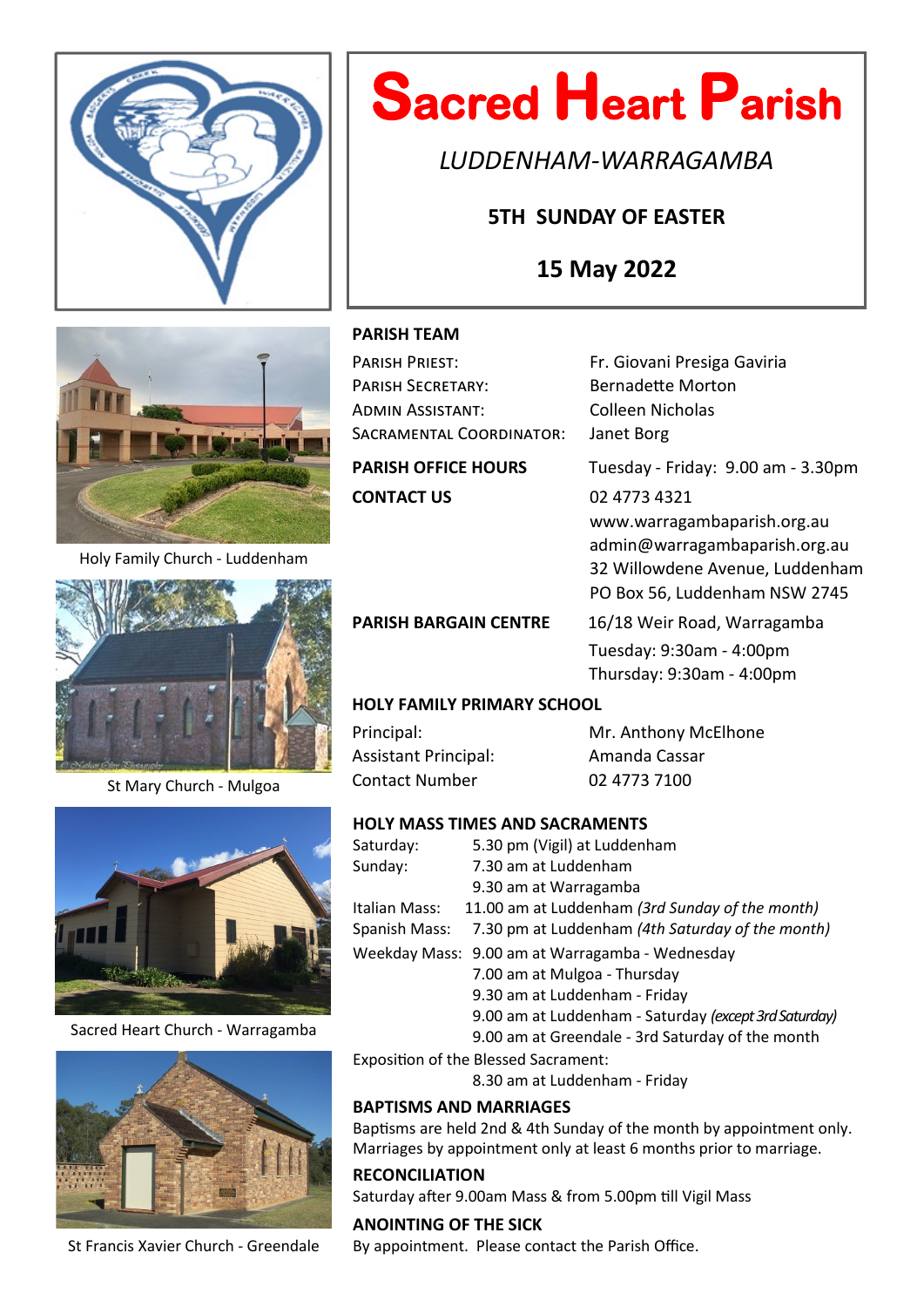# Sacred Heart Parish

*LUDDENHAM-WARRAGAMBA*

**5TH SUNDAY OF EASTER**

**15 May 2022**

Holy Family Church - Luddenham

St Mary Church - Mulgoa

Sacred Heart Church - Warragamba

St Francis Xavier Church - Greendale

## PARISH TEAM

| | |
|---|---|
| PARISH PRIEST: | Fr. Giovani Presiga Gaviria |
| PARISH SECRETARY: | Bernadette Morton |
| ADMIN ASSISTANT: | Colleen Nicholas |
| SACRAMENTAL COORDINATOR: | Janet Borg |

**PARISH OFFICE HOURS** Tuesday - Friday: 9.00 am - 3.30pm

**CONTACT US**
02 4773 4321
www.warragambaparish.org.au
admin@warragambaparish.org.au
32 Willowdene Avenue, Luddenham
PO Box 56, Luddenham NSW 2745

**PARISH BARGAIN CENTRE** 16/18 Weir Road, Warragamba
Tuesday: 9:30am - 4:00pm
Thursday: 9:30am - 4:00pm

## HOLY FAMILY PRIMARY SCHOOL

| | |
|---|---|
| Principal: | Mr. Anthony McElhone |
| Assistant Principal: | Amanda Cassar |
| Contact Number | 02 4773 7100 |

## HOLY MASS TIMES AND SACRAMENTS

| | |
|---|---|
| Saturday: | 5.30 pm (Vigil) at Luddenham |
| Sunday: | 7.30 am at Luddenham |
| | 9.30 am at Warragamba |
| Italian Mass: | 11.00 am at Luddenham *(3rd Sunday of the month)* |
| Spanish Mass: | 7.30 pm at Luddenham *(4th Saturday of the month)* |
| Weekday Mass: | 9.00 am at Warragamba - Wednesday |
| | 7.00 am at Mulgoa - Thursday |
| | 9.30 am at Luddenham - Friday |
| | 9.00 am at Luddenham - Saturday *(except 3rd Saturday)* |
| | 9.00 am at Greendale - 3rd Saturday of the month |

Exposition of the Blessed Sacrament:
8.30 am at Luddenham - Friday

## BAPTISMS AND MARRIAGES

Baptisms are held 2nd & 4th Sunday of the month by appointment only.
Marriages by appointment only at least 6 months prior to marriage.

## RECONCILIATION

Saturday after 9.00am Mass & from 5.00pm till Vigil Mass

## ANOINTING OF THE SICK

By appointment. Please contact the Parish Office.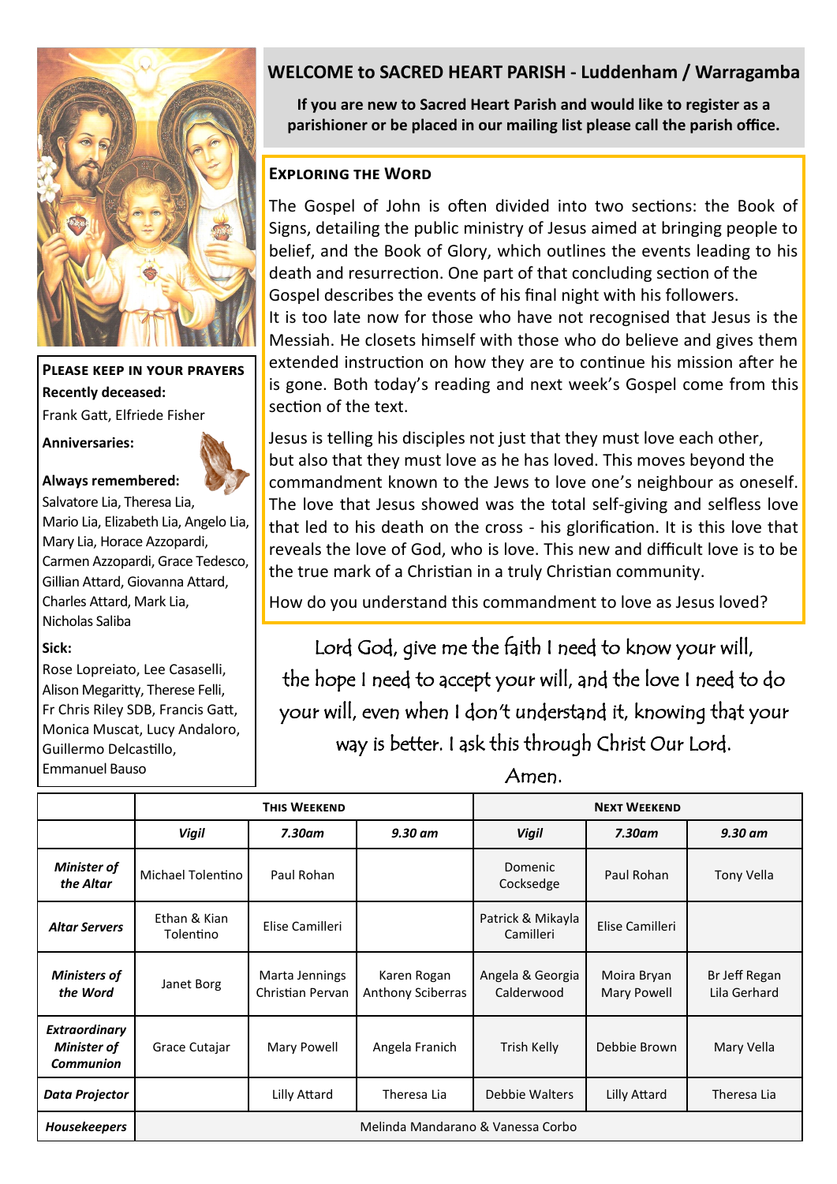## WELCOME to SACRED HEART PARISH - Luddenham / Warragamba

**If you are new to Sacred Heart Parish and would like to register as a parishioner or be placed in our mailing list please call the parish office.**

### Exploring the Word

The Gospel of John is often divided into two sections: the Book of Signs, detailing the public ministry of Jesus aimed at bringing people to belief, and the Book of Glory, which outlines the events leading to his death and resurrection. One part of that concluding section of the Gospel describes the events of his final night with his followers.
It is too late now for those who have not recognised that Jesus is the Messiah. He closets himself with those who do believe and gives them extended instruction on how they are to continue his mission after he is gone. Both today's reading and next week's Gospel come from this section of the text.

Jesus is telling his disciples not just that they must love each other, but also that they must love as he has loved. This moves beyond the commandment known to the Jews to love one's neighbour as oneself. The love that Jesus showed was the total self-giving and selfless love that led to his death on the cross - his glorification. It is this love that reveals the love of God, who is love. This new and difficult love is to be the true mark of a Christian in a truly Christian community.

How do you understand this commandment to love as Jesus loved?

### Please keep in your prayers

**Recently deceased:**
Frank Gatt, Elfriede Fisher

**Anniversaries:**

**Always remembered:**
Salvatore Lia, Theresa Lia, Mario Lia, Elizabeth Lia, Angelo Lia, Mary Lia, Horace Azzopardi, Carmen Azzopardi, Grace Tedesco, Gillian Attard, Giovanna Attard, Charles Attard, Mark Lia, Nicholas Saliba

**Sick:**
Rose Lopreiato, Lee Casaselli, Alison Megaritty, Therese Felli, Fr Chris Riley SDB, Francis Gatt, Monica Muscat, Lucy Andaloro, Guillermo Delcastillo, Emmanuel Bauso

*Lord God, give me the faith I need to know your will, the hope I need to accept your will, and the love I need to do your will, even when I don't understand it, knowing that your way is better. I ask this through Christ Our Lord. Amen.*

| | This Weekend | | | Next Weekend | | |
|---|---|---|---|---|---|---|
| | *Vigil* | *7.30am* | *9.30 am* | *Vigil* | *7.30am* | *9.30 am* |
| ***Minister of the Altar*** | Michael Tolentino | Paul Rohan | | Domenic Cocksedge | Paul Rohan | Tony Vella |
| ***Altar Servers*** | Ethan & Kian Tolentino | Elise Camilleri | | Patrick & Mikayla Camilleri | Elise Camilleri | |
| ***Ministers of the Word*** | Janet Borg | Marta Jennings Christian Pervan | Karen Rogan Anthony Sciberras | Angela & Georgia Calderwood | Moira Bryan Mary Powell | Br Jeff Regan Lila Gerhard |
| ***Extraordinary Minister of Communion*** | Grace Cutajar | Mary Powell | Angela Franich | Trish Kelly | Debbie Brown | Mary Vella |
| ***Data Projector*** | | Lilly Attard | Theresa Lia | Debbie Walters | Lilly Attard | Theresa Lia |
| ***Housekeepers*** | Melinda Mandarano & Vanessa Corbo | | | | | |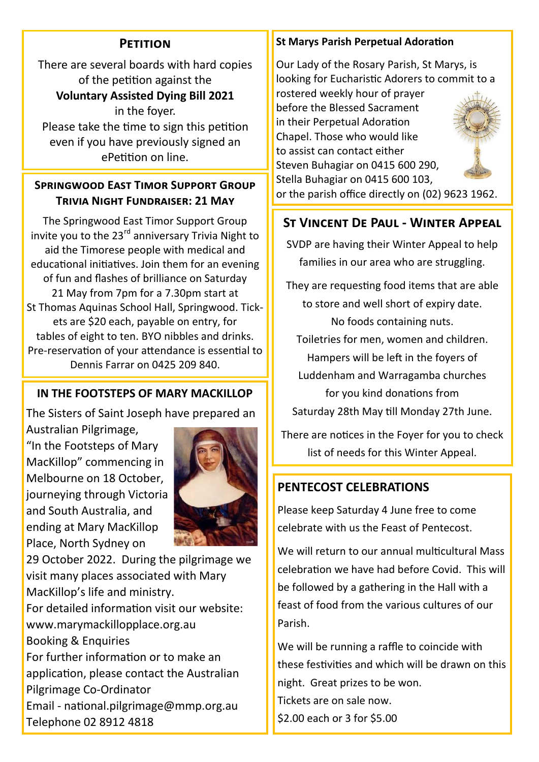## Petition

There are several boards with hard copies of the petition against the **Voluntary Assisted Dying Bill 2021** in the foyer.
Please take the time to sign this petition even if you have previously signed an ePetition on line.

## Springwood East Timor Support Group Trivia Night Fundraiser: 21 May

The Springwood East Timor Support Group invite you to the 23rd anniversary Trivia Night to aid the Timorese people with medical and educational initiatives. Join them for an evening of fun and flashes of brilliance on Saturday 21 May from 7pm for a 7.30pm start at St Thomas Aquinas School Hall, Springwood. Tickets are $20 each, payable on entry, for tables of eight to ten. BYO nibbles and drinks. Pre-reservation of your attendance is essential to Dennis Farrar on 0425 209 840.

## IN THE FOOTSTEPS OF MARY MACKILLOP

The Sisters of Saint Joseph have prepared an Australian Pilgrimage, "In the Footsteps of Mary MacKillop" commencing in Melbourne on 18 October, journeying through Victoria and South Australia, and ending at Mary MacKillop Place, North Sydney on 29 October 2022. During the pilgrimage we visit many places associated with Mary MacKillop's life and ministry.
For detailed information visit our website: www.marymackillopplace.org.au
Booking & Enquiries
For further information or to make an application, please contact the Australian Pilgrimage Co-Ordinator
Email - national.pilgrimage@mmp.org.au
Telephone 02 8912 4818

### St Marys Parish Perpetual Adoration

Our Lady of the Rosary Parish, St Marys, is looking for Eucharistic Adorers to commit to a rostered weekly hour of prayer before the Blessed Sacrament in their Perpetual Adoration Chapel. Those who would like to assist can contact either Steven Buhagiar on 0415 600 290, Stella Buhagiar on 0415 600 103, or the parish office directly on (02) 9623 1962.

## St Vincent De Paul - Winter Appeal

SVDP are having their Winter Appeal to help families in our area who are struggling.

They are requesting food items that are able to store and well short of expiry date.
No foods containing nuts.
Toiletries for men, women and children.
Hampers will be left in the foyers of Luddenham and Warragamba churches for you kind donations from Saturday 28th May till Monday 27th June.

There are notices in the Foyer for you to check list of needs for this Winter Appeal.

## PENTECOST CELEBRATIONS

Please keep Saturday 4 June free to come celebrate with us the Feast of Pentecost.

We will return to our annual multicultural Mass celebration we have had before Covid. This will be followed by a gathering in the Hall with a feast of food from the various cultures of our Parish.

We will be running a raffle to coincide with these festivities and which will be drawn on this night. Great prizes to be won.
Tickets are on sale now.
$2.00 each or 3 for $5.00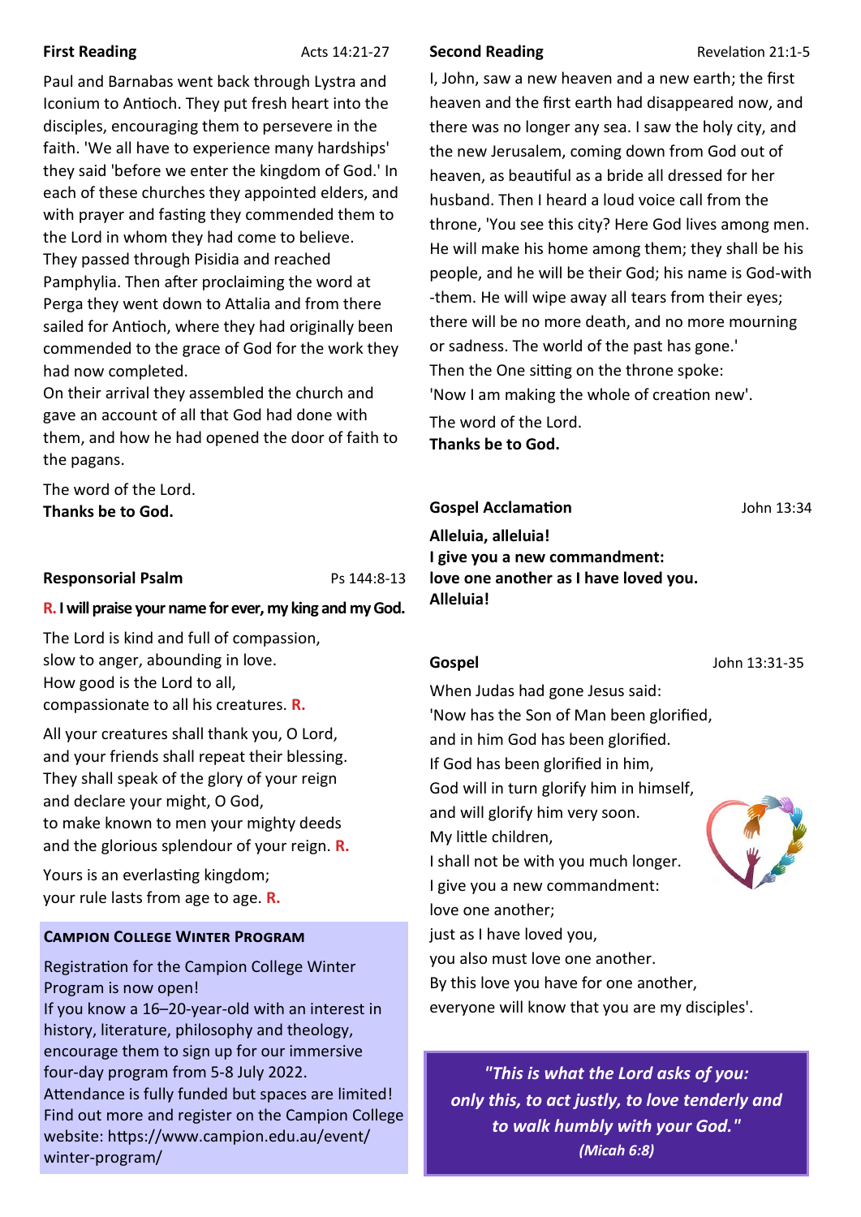**First Reading** Acts 14:21-27

Paul and Barnabas went back through Lystra and Iconium to Antioch. They put fresh heart into the disciples, encouraging them to persevere in the faith. 'We all have to experience many hardships' they said 'before we enter the kingdom of God.' In each of these churches they appointed elders, and with prayer and fasting they commended them to the Lord in whom they had come to believe. They passed through Pisidia and reached Pamphylia. Then after proclaiming the word at Perga they went down to Attalia and from there sailed for Antioch, where they had originally been commended to the grace of God for the work they had now completed.
On their arrival they assembled the church and gave an account of all that God had done with them, and how he had opened the door of faith to the pagans.

The word of the Lord.
**Thanks be to God.**

**Responsorial Psalm** Ps 144:8-13

**R. I will praise your name for ever, my king and my God.**

The Lord is kind and full of compassion,
slow to anger, abounding in love.
How good is the Lord to all,
compassionate to all his creatures. **R.**

All your creatures shall thank you, O Lord,
and your friends shall repeat their blessing.
They shall speak of the glory of your reign
and declare your might, O God,
to make known to men your mighty deeds
and the glorious splendour of your reign. **R.**

Yours is an everlasting kingdom;
your rule lasts from age to age. **R.**

**Campion College Winter Program**

Registration for the Campion College Winter Program is now open!
If you know a 16–20-year-old with an interest in history, literature, philosophy and theology, encourage them to sign up for our immersive four-day program from 5-8 July 2022.
Attendance is fully funded but spaces are limited!
Find out more and register on the Campion College website: https://www.campion.edu.au/event/winter-program/

**Second Reading** Revelation 21:1-5

I, John, saw a new heaven and a new earth; the first heaven and the first earth had disappeared now, and there was no longer any sea. I saw the holy city, and the new Jerusalem, coming down from God out of heaven, as beautiful as a bride all dressed for her husband. Then I heard a loud voice call from the throne, 'You see this city? Here God lives among men. He will make his home among them; they shall be his people, and he will be their God; his name is God-with-them. He will wipe away all tears from their eyes; there will be no more death, and no more mourning or sadness. The world of the past has gone.'
Then the One sitting on the throne spoke:
'Now I am making the whole of creation new'.

The word of the Lord.
**Thanks be to God.**

**Gospel Acclamation** John 13:34

**Alleluia, alleluia!**
**I give you a new commandment:**
**love one another as I have loved you.**
**Alleluia!**

**Gospel** John 13:31-35

When Judas had gone Jesus said:
'Now has the Son of Man been glorified,
and in him God has been glorified.
If God has been glorified in him,
God will in turn glorify him in himself,
and will glorify him very soon.
My little children,
I shall not be with you much longer.
I give you a new commandment:
love one another;
just as I have loved you,
you also must love one another.
By this love you have for one another,
everyone will know that you are my disciples'.

***"This is what the Lord asks of you: only this, to act justly, to love tenderly and to walk humbly with your God."***
***(Micah 6:8)***